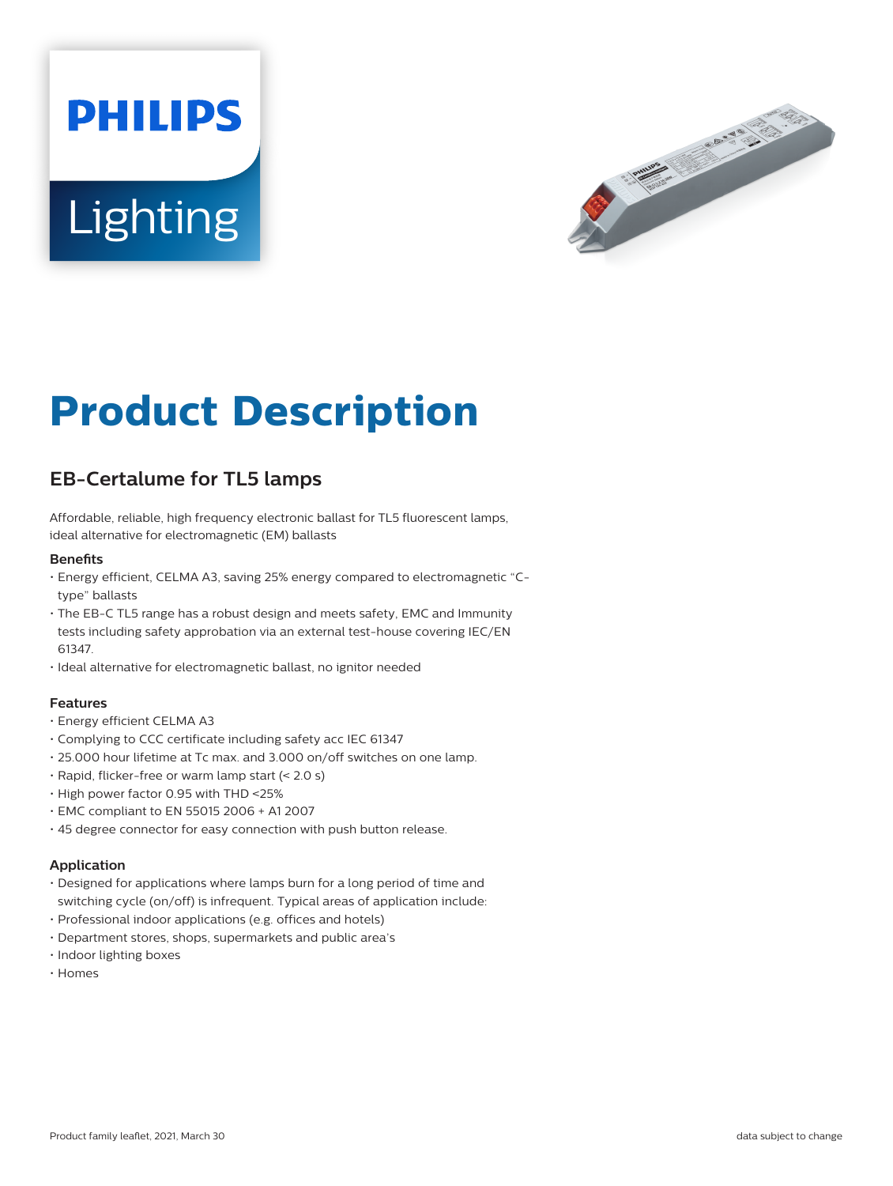# Product Description

## EB-Certalume for TL5 lamps

Affordable, reliable, high frequency electronic ballast for TL5 fluorescent lamps, ideal alternative for electromagnetic (EM) ballasts

### Benefits

- Energy efficient, CELMA A3, saving 25% energy compared to electromagnetic "C-type" ballasts
- The EB-C TL5 range has a robust design and meets safety, EMC and Immunity tests including safety approbation via an external test-house covering IEC/EN 61347.
- Ideal alternative for electromagnetic ballast, no ignitor needed

### Features

- Energy efficient CELMA A3
- Complying to CCC certificate including safety acc IEC 61347
- 25.000 hour lifetime at Tc max. and 3.000 on/off switches on one lamp.
- Rapid, flicker-free or warm lamp start (< 2.0 s)
- High power factor 0.95 with THD <25%
- EMC compliant to EN 55015 2006 + A1 2007
- 45 degree connector for easy connection with push button release.

### Application

- Designed for applications where lamps burn for a long period of time and switching cycle (on/off) is infrequent. Typical areas of application include:
- Professional indoor applications (e.g. offices and hotels)
- Department stores, shops, supermarkets and public area's
- Indoor lighting boxes
- Homes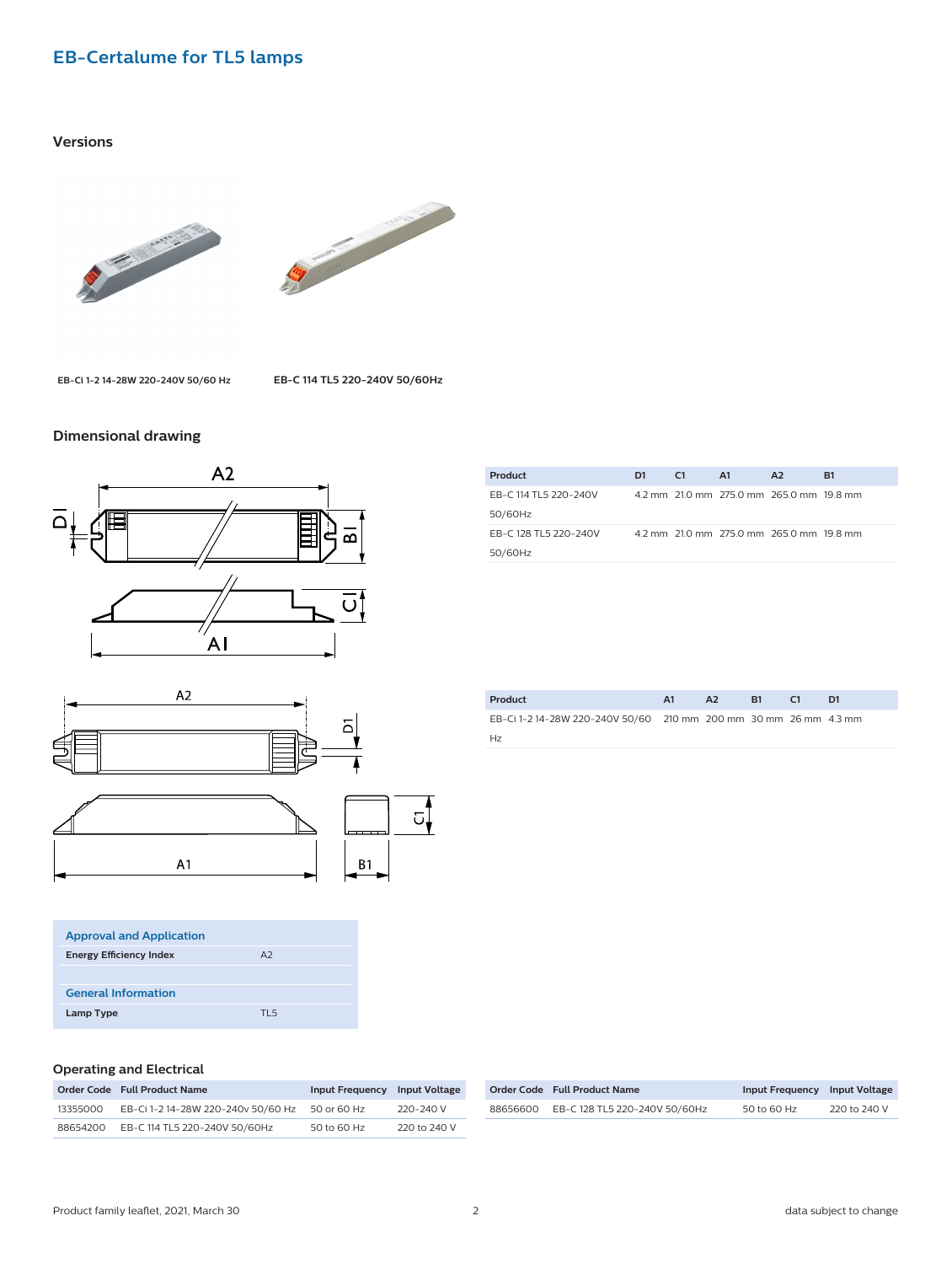## EB-Certalume for TL5 lamps

### Versions

EB-Ci 1-2 14-28W 220-240V 50/60 Hz

EB-C 114 TL5 220-240V 50/60Hz

### Dimensional drawing

| Product | D1 | C1 | A1 | A2 | B1 |
|---|---|---|---|---|---|
| EB-C 114 TL5 220-240V 50/60Hz | 4.2 mm | 21.0 mm | 275.0 mm | 265.0 mm | 19.8 mm |
| EB-C 128 TL5 220-240V 50/60Hz | 4.2 mm | 21.0 mm | 275.0 mm | 265.0 mm | 19.8 mm |

| Product | A1 | A2 | B1 | C1 | D1 |
|---|---|---|---|---|---|
| EB-Ci 1-2 14-28W 220-240V 50/60 Hz | 210 mm | 200 mm | 30 mm | 26 mm | 4.3 mm |

| Approval and Application | |
|---|---|
| Energy Efficiency Index | A2 |
| **General Information** | |
| Lamp Type | TL5 |

### Operating and Electrical

| Order Code | Full Product Name | Input Frequency | Input Voltage |
|---|---|---|---|
| 13355000 | EB-Ci 1-2 14-28W 220-240v 50/60 Hz | 50 or 60 Hz | 220-240 V |
| 88654200 | EB-C 114 TL5 220-240V 50/60Hz | 50 to 60 Hz | 220 to 240 V |
| 88656600 | EB-C 128 TL5 220-240V 50/60Hz | 50 to 60 Hz | 220 to 240 V |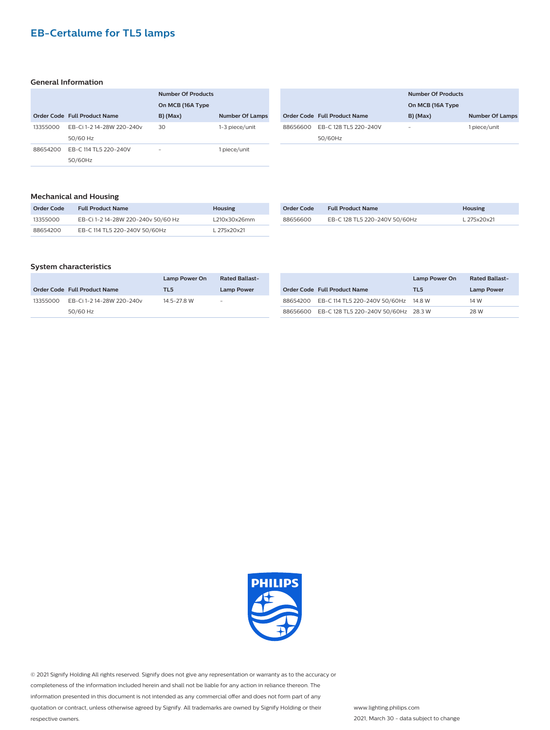## EB-Certalume for TL5 lamps

### General Information

| Order Code | Full Product Name | Number Of Products On MCB (16A Type B) (Max) | Number Of Lamps |
|---|---|---|---|
| 13355000 | EB-Ci 1-2 14-28W 220-240v 50/60 Hz | 30 | 1-3 piece/unit |
| 88654200 | EB-C 114 TL5 220-240V 50/60Hz | - | 1 piece/unit |
| 88656600 | EB-C 128 TL5 220-240V 50/60Hz | - | 1 piece/unit |

### Mechanical and Housing

| Order Code | Full Product Name | Housing |
|---|---|---|
| 13355000 | EB-Ci 1-2 14-28W 220-240v 50/60 Hz | L210x30x26mm |
| 88654200 | EB-C 114 TL5 220-240V 50/60Hz | L 275x20x21 |
| 88656600 | EB-C 128 TL5 220-240V 50/60Hz | L 275x20x21 |

### System characteristics

| Order Code | Full Product Name | Lamp Power On TL5 | Rated Ballast-Lamp Power |
|---|---|---|---|
| 13355000 | EB-Ci 1-2 14-28W 220-240v 50/60 Hz | 14.5-27.8 W | - |
| 88654200 | EB-C 114 TL5 220-240V 50/60Hz | 14.8 W | 14 W |
| 88656600 | EB-C 128 TL5 220-240V 50/60Hz | 28.3 W | 28 W |

© 2021 Signify Holding All rights reserved. Signify does not give any representation or warranty as to the accuracy or completeness of the information included herein and shall not be liable for any action in reliance thereon. The information presented in this document is not intended as any commercial offer and does not form part of any quotation or contract, unless otherwise agreed by Signify. All trademarks are owned by Signify Holding or their respective owners.

www.lighting.philips.com
2021, March 30 - data subject to change